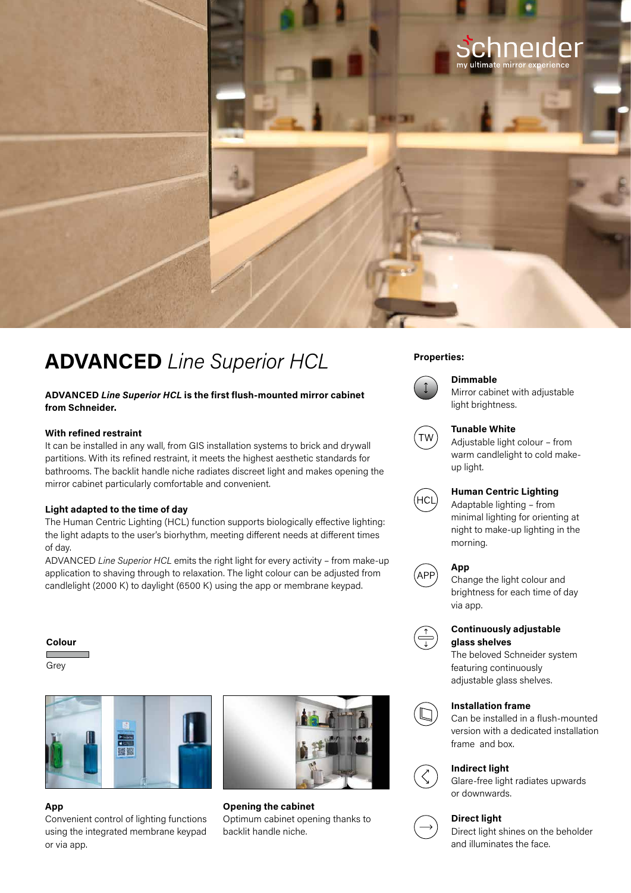# **ADVANCED** *Line Superior HCL*

**ADVANCED *Line Superior HCL* is the first flush-mounted mirror cabinet from Schneider.**

**With refined restraint**

It can be installed in any wall, from GIS installation systems to brick and drywall partitions. With its refined restraint, it meets the highest aesthetic standards for bathrooms. The backlit handle niche radiates discreet light and makes opening the mirror cabinet particularly comfortable and convenient.

**Light adapted to the time of day**

The Human Centric Lighting (HCL) function supports biologically effective lighting: the light adapts to the user's biorhythm, meeting different needs at different times of day.

ADVANCED *Line Superior HCL* emits the right light for every activity – from make-up application to shaving through to relaxation. The light colour can be adjusted from candlelight (2000 K) to daylight (6500 K) using the app or membrane keypad.

**Colour**

Grey

**App**

Convenient control of lighting functions using the integrated membrane keypad or via app.

**Opening the cabinet**

Optimum cabinet opening thanks to backlit handle niche.

**Properties:**

**Dimmable**
Mirror cabinet with adjustable light brightness.

**Tunable White**
Adjustable light colour – from warm candlelight to cold make-up light.

**Human Centric Lighting**
Adaptable lighting – from minimal lighting for orienting at night to make-up lighting in the morning.

**App**
Change the light colour and brightness for each time of day via app.

**Continuously adjustable glass shelves**
The beloved Schneider system featuring continuously adjustable glass shelves.

**Installation frame**
Can be installed in a flush-mounted version with a dedicated installation frame and box.

**Indirect light**
Glare-free light radiates upwards or downwards.

**Direct light**
Direct light shines on the beholder and illuminates the face.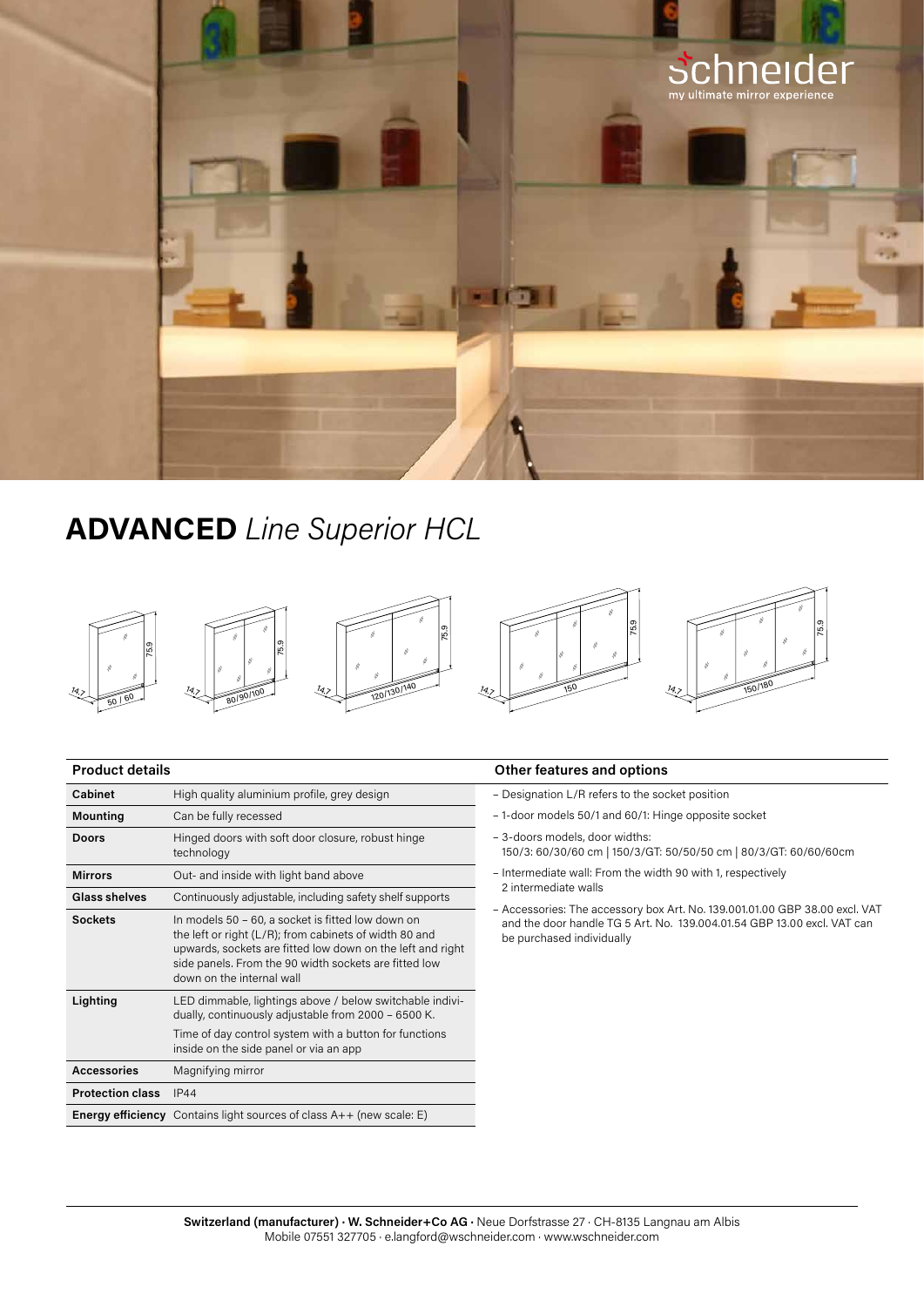schneider
my ultimate mirror experience

# **ADVANCED** *Line Superior HCL*

14.7 50 / 60 75.9

14.7 80/90/100 75.9

14.7 120/130/140 75.9

14.7 150 75.9

14.7 150/180 75.9

## Product details

| | |
|---|---|
| **Cabinet** | High quality aluminium profile, grey design |
| **Mounting** | Can be fully recessed |
| **Doors** | Hinged doors with soft door closure, robust hinge technology |
| **Mirrors** | Out- and inside with light band above |
| **Glass shelves** | Continuously adjustable, including safety shelf supports |
| **Sockets** | In models 50 – 60, a socket is fitted low down on the left or right (L/R); from cabinets of width 80 and upwards, sockets are fitted low down on the left and right side panels. From the 90 width sockets are fitted low down on the internal wall |
| **Lighting** | LED dimmable, lightings above / below switchable individually, continuously adjustable from 2000 – 6500 K. Time of day control system with a button for functions inside on the side panel or via an app |
| **Accessories** | Magnifying mirror |
| **Protection class** | IP44 |
| **Energy efficiency** | Contains light sources of class A++ (new scale: E) |

## Other features and options

- Designation L/R refers to the socket position
- 1-door models 50/1 and 60/1: Hinge opposite socket
- 3-doors models, door widths: 150/3: 60/30/60 cm | 150/3/GT: 50/50/50 cm | 80/3/GT: 60/60/60cm
- Intermediate wall: From the width 90 with 1, respectively 2 intermediate walls
- Accessories: The accessory box Art. No. 139.001.01.00 GBP 38.00 excl. VAT and the door handle TG 5 Art. No. 139.004.01.54 GBP 13.00 excl. VAT can be purchased individually

**Switzerland (manufacturer) · W. Schneider+Co AG ·** Neue Dorfstrasse 27 · CH-8135 Langnau am Albis
Mobile 07551 327705 · e.langford@wschneider.com · www.wschneider.com